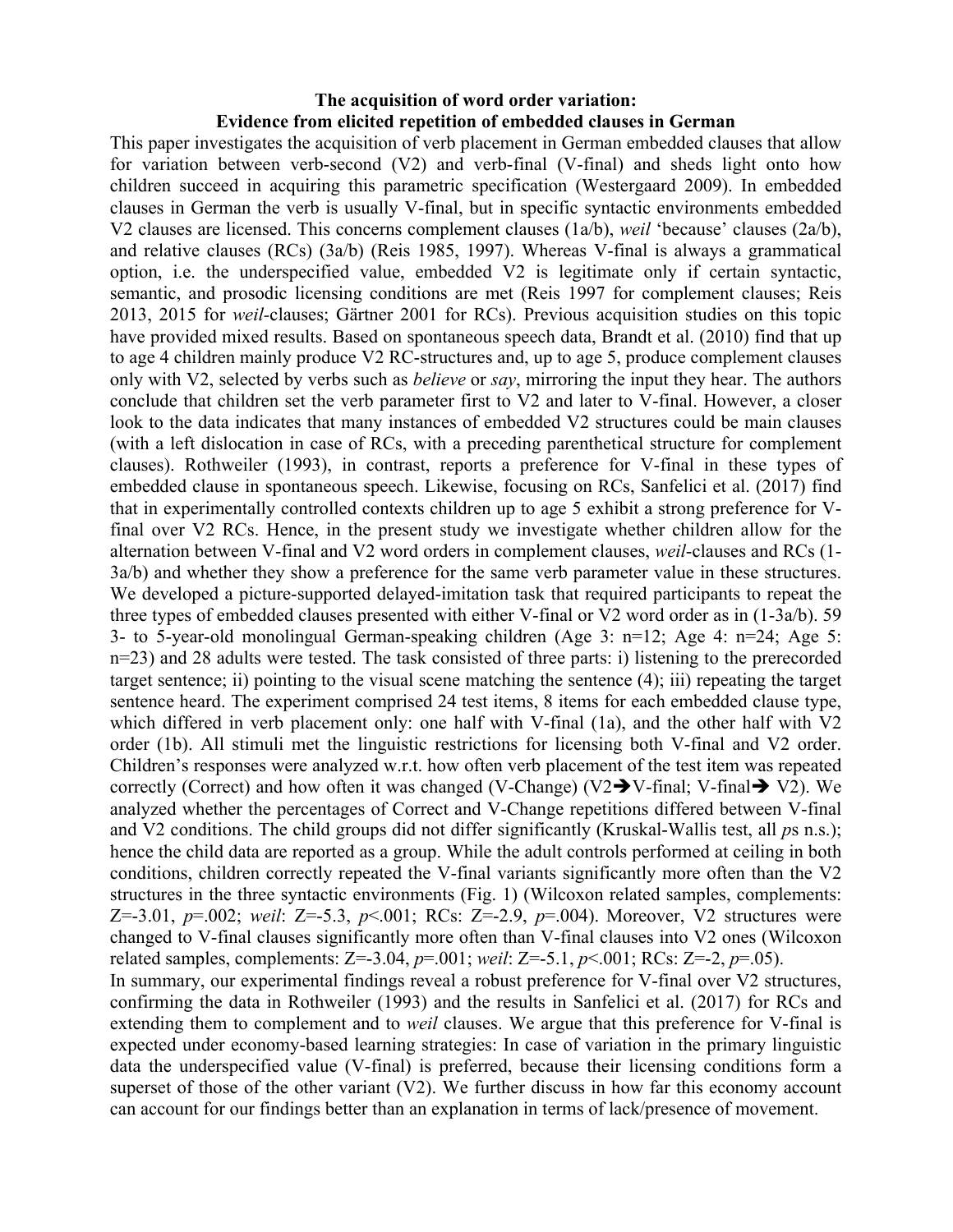# The acquisition of word order variation:
## Evidence from elicited repetition of embedded clauses in German

This paper investigates the acquisition of verb placement in German embedded clauses that allow for variation between verb-second (V2) and verb-final (V-final) and sheds light onto how children succeed in acquiring this parametric specification (Westergaard 2009). In embedded clauses in German the verb is usually V-final, but in specific syntactic environments embedded V2 clauses are licensed. This concerns complement clauses (1a/b), *weil* 'because' clauses (2a/b), and relative clauses (RCs) (3a/b) (Reis 1985, 1997). Whereas V-final is always a grammatical option, i.e. the underspecified value, embedded V2 is legitimate only if certain syntactic, semantic, and prosodic licensing conditions are met (Reis 1997 for complement clauses; Reis 2013, 2015 for *weil*-clauses; Gärtner 2001 for RCs). Previous acquisition studies on this topic have provided mixed results. Based on spontaneous speech data, Brandt et al. (2010) find that up to age 4 children mainly produce V2 RC-structures and, up to age 5, produce complement clauses only with V2, selected by verbs such as *believe* or *say*, mirroring the input they hear. The authors conclude that children set the verb parameter first to V2 and later to V-final. However, a closer look to the data indicates that many instances of embedded V2 structures could be main clauses (with a left dislocation in case of RCs, with a preceding parenthetical structure for complement clauses). Rothweiler (1993), in contrast, reports a preference for V-final in these types of embedded clause in spontaneous speech. Likewise, focusing on RCs, Sanfelici et al. (2017) find that in experimentally controlled contexts children up to age 5 exhibit a strong preference for V-final over V2 RCs. Hence, in the present study we investigate whether children allow for the alternation between V-final and V2 word orders in complement clauses, *weil*-clauses and RCs (1-3a/b) and whether they show a preference for the same verb parameter value in these structures. We developed a picture-supported delayed-imitation task that required participants to repeat the three types of embedded clauses presented with either V-final or V2 word order as in (1-3a/b). 59 3- to 5-year-old monolingual German-speaking children (Age 3: n=12; Age 4: n=24; Age 5: n=23) and 28 adults were tested. The task consisted of three parts: i) listening to the prerecorded target sentence; ii) pointing to the visual scene matching the sentence (4); iii) repeating the target sentence heard. The experiment comprised 24 test items, 8 items for each embedded clause type, which differed in verb placement only: one half with V-final (1a), and the other half with V2 order (1b). All stimuli met the linguistic restrictions for licensing both V-final and V2 order. Children's responses were analyzed w.r.t. how often verb placement of the test item was repeated correctly (Correct) and how often it was changed (V-Change) (V2➔V-final; V-final➔ V2). We analyzed whether the percentages of Correct and V-Change repetitions differed between V-final and V2 conditions. The child groups did not differ significantly (Kruskal-Wallis test, all *p*s n.s.); hence the child data are reported as a group. While the adult controls performed at ceiling in both conditions, children correctly repeated the V-final variants significantly more often than the V2 structures in the three syntactic environments (Fig. 1) (Wilcoxon related samples, complements: Z=-3.01, *p*=.002; *weil*: Z=-5.3, *p*<.001; RCs: Z=-2.9, *p*=.004). Moreover, V2 structures were changed to V-final clauses significantly more often than V-final clauses into V2 ones (Wilcoxon related samples, complements: Z=-3.04, *p*=.001; *weil*: Z=-5.1, *p*<.001; RCs: Z=-2, *p*=.05).

In summary, our experimental findings reveal a robust preference for V-final over V2 structures, confirming the data in Rothweiler (1993) and the results in Sanfelici et al. (2017) for RCs and extending them to complement and to *weil* clauses. We argue that this preference for V-final is expected under economy-based learning strategies: In case of variation in the primary linguistic data the underspecified value (V-final) is preferred, because their licensing conditions form a superset of those of the other variant (V2). We further discuss in how far this economy account can account for our findings better than an explanation in terms of lack/presence of movement.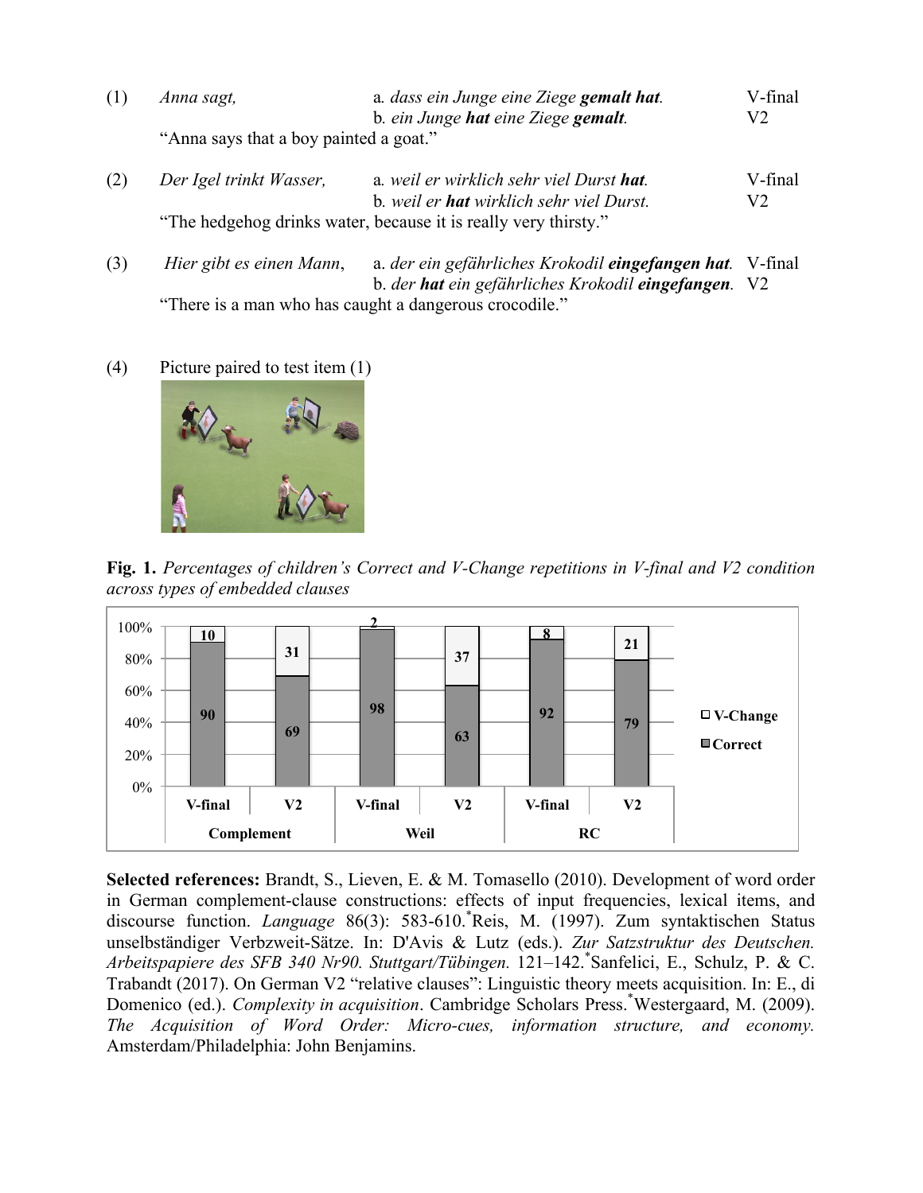(1) *Anna sagt,* a. *dass ein Junge eine Ziege* ***gemalt hat****.* V-final
b. *ein Junge* ***hat*** *eine Ziege* ***gemalt****.* V2
"Anna says that a boy painted a goat."

(2) *Der Igel trinkt Wasser,* a. *weil er wirklich sehr viel Durst* ***hat****.* V-final
b. *weil er* ***hat*** *wirklich sehr viel Durst.* V2
"The hedgehog drinks water, because it is really very thirsty."

(3) *Hier gibt es einen Mann*, a. *der ein gefährliches Krokodil* ***eingefangen hat****.* V-final
b. *der* ***hat*** *ein gefährliches Krokodil* ***eingefangen****.* V2
"There is a man who has caught a dangerous crocodile."

(4) Picture paired to test item (1)

**Fig. 1.** *Percentages of children's Correct and V-Change repetitions in V-final and V2 condition across types of embedded clauses*

100%
80%
60%
40%
20%
0%

Complement: V-final 90 / 10; V2 69 / 31
Weil: V-final 98 / 2; V2 63 / 37
RC: V-final 92 / 8; V2 79 / 21

□ V-Change
■ Correct

**Selected references:** Brandt, S., Lieven, E. & M. Tomasello (2010). Development of word order in German complement-clause constructions: effects of input frequencies, lexical items, and discourse function. *Language* 86(3): 583-610.*Reis, M. (1997). Zum syntaktischen Status unselbständiger Verbzweit-Sätze. In: D'Avis & Lutz (eds.). *Zur Satzstruktur des Deutschen. Arbeitspapiere des SFB 340 Nr90. Stuttgart/Tübingen.* 121–142.*Sanfelici, E., Schulz, P. & C. Trabandt (2017). On German V2 "relative clauses": Linguistic theory meets acquisition. In: E., di Domenico (ed.). *Complexity in acquisition*. Cambridge Scholars Press.*Westergaard, M. (2009). *The Acquisition of Word Order: Micro-cues, information structure, and economy.* Amsterdam/Philadelphia: John Benjamins.